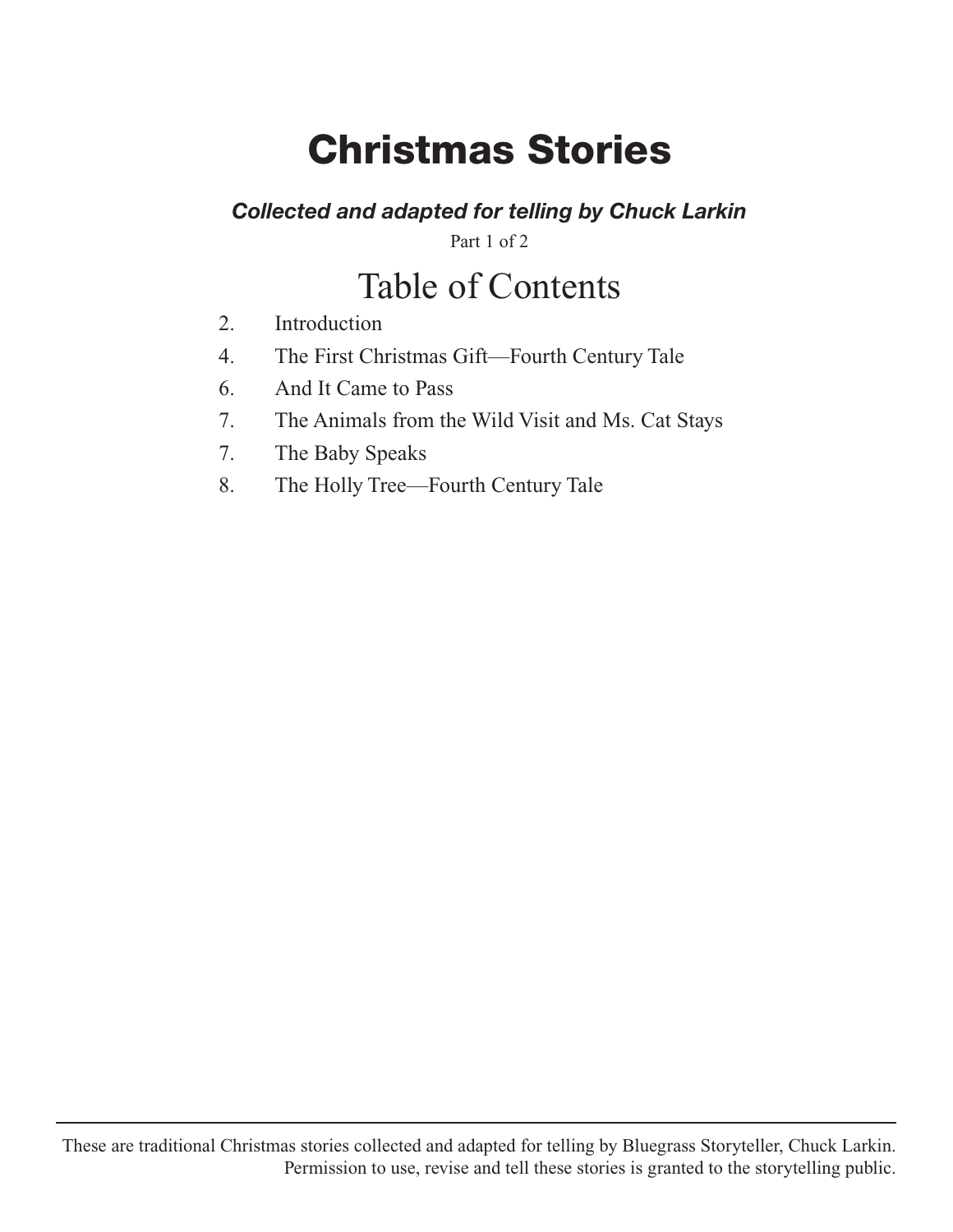# Christmas Stories

***Collected and adapted for telling by Chuck Larkin***

Part 1 of 2

## Table of Contents

2. Introduction
4. The First Christmas Gift—Fourth Century Tale
6. And It Came to Pass
7. The Animals from the Wild Visit and Ms. Cat Stays
7. The Baby Speaks
8. The Holly Tree—Fourth Century Tale

---

These are traditional Christmas stories collected and adapted for telling by Bluegrass Storyteller, Chuck Larkin. Permission to use, revise and tell these stories is granted to the storytelling public.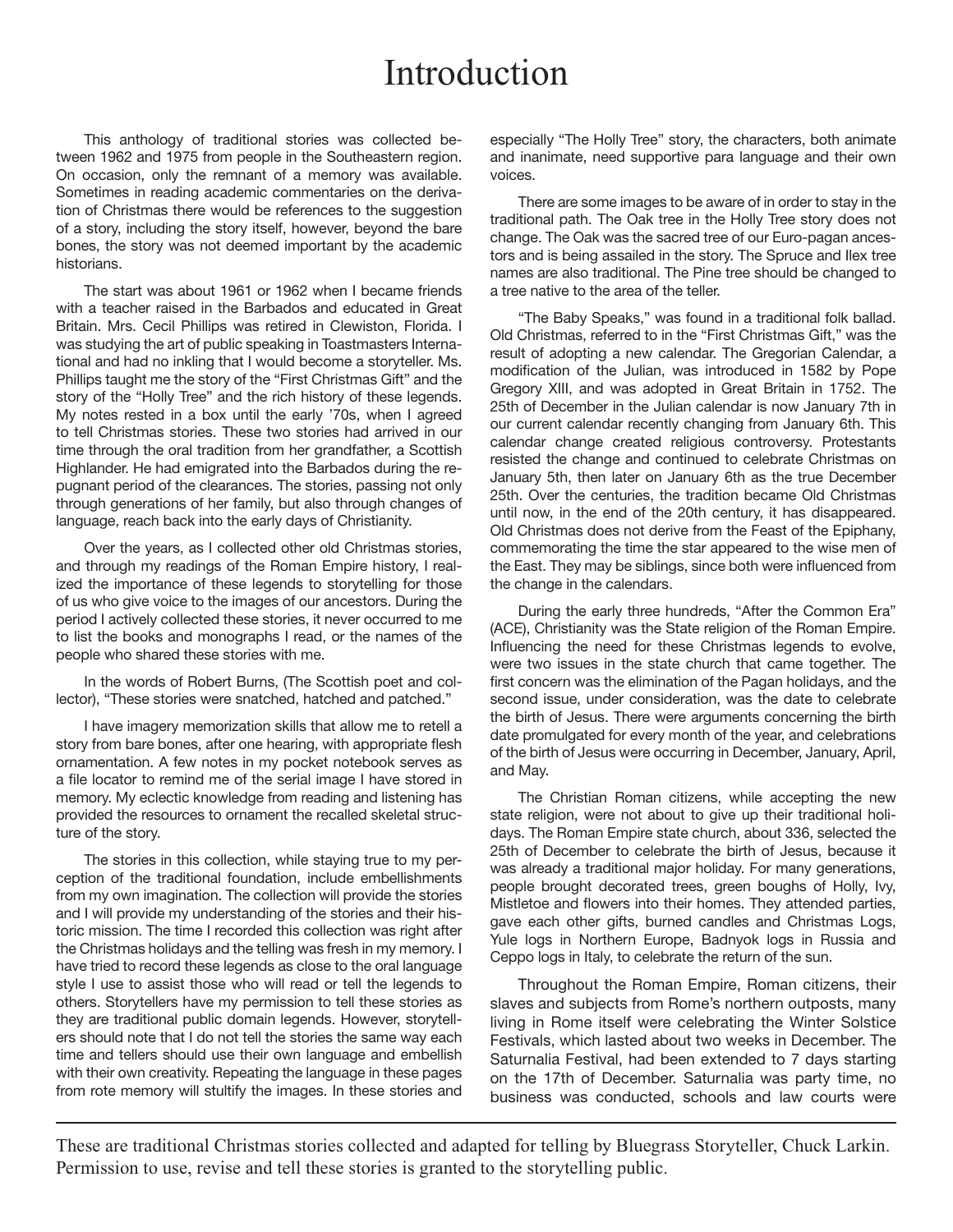# Introduction

This anthology of traditional stories was collected between 1962 and 1975 from people in the Southeastern region. On occasion, only the remnant of a memory was available. Sometimes in reading academic commentaries on the derivation of Christmas there would be references to the suggestion of a story, including the story itself, however, beyond the bare bones, the story was not deemed important by the academic historians.

The start was about 1961 or 1962 when I became friends with a teacher raised in the Barbados and educated in Great Britain. Mrs. Cecil Phillips was retired in Clewiston, Florida. I was studying the art of public speaking in Toastmasters International and had no inkling that I would become a storyteller. Ms. Phillips taught me the story of the "First Christmas Gift" and the story of the "Holly Tree" and the rich history of these legends. My notes rested in a box until the early '70s, when I agreed to tell Christmas stories. These two stories had arrived in our time through the oral tradition from her grandfather, a Scottish Highlander. He had emigrated into the Barbados during the repugnant period of the clearances. The stories, passing not only through generations of her family, but also through changes of language, reach back into the early days of Christianity.

Over the years, as I collected other old Christmas stories, and through my readings of the Roman Empire history, I realized the importance of these legends to storytelling for those of us who give voice to the images of our ancestors. During the period I actively collected these stories, it never occurred to me to list the books and monographs I read, or the names of the people who shared these stories with me.

In the words of Robert Burns, (The Scottish poet and collector), "These stories were snatched, hatched and patched."

I have imagery memorization skills that allow me to retell a story from bare bones, after one hearing, with appropriate flesh ornamentation. A few notes in my pocket notebook serves as a file locator to remind me of the serial image I have stored in memory. My eclectic knowledge from reading and listening has provided the resources to ornament the recalled skeletal structure of the story.

The stories in this collection, while staying true to my perception of the traditional foundation, include embellishments from my own imagination. The collection will provide the stories and I will provide my understanding of the stories and their historic mission. The time I recorded this collection was right after the Christmas holidays and the telling was fresh in my memory. I have tried to record these legends as close to the oral language style I use to assist those who will read or tell the legends to others. Storytellers have my permission to tell these stories as they are traditional public domain legends. However, storytellers should note that I do not tell the stories the same way each time and tellers should use their own language and embellish with their own creativity. Repeating the language in these pages from rote memory will stultify the images. In these stories and especially "The Holly Tree" story, the characters, both animate and inanimate, need supportive para language and their own voices.

There are some images to be aware of in order to stay in the traditional path. The Oak tree in the Holly Tree story does not change. The Oak was the sacred tree of our Euro-pagan ancestors and is being assailed in the story. The Spruce and Ilex tree names are also traditional. The Pine tree should be changed to a tree native to the area of the teller.

"The Baby Speaks," was found in a traditional folk ballad. Old Christmas, referred to in the "First Christmas Gift," was the result of adopting a new calendar. The Gregorian Calendar, a modification of the Julian, was introduced in 1582 by Pope Gregory XIII, and was adopted in Great Britain in 1752. The 25th of December in the Julian calendar is now January 7th in our current calendar recently changing from January 6th. This calendar change created religious controversy. Protestants resisted the change and continued to celebrate Christmas on January 5th, then later on January 6th as the true December 25th. Over the centuries, the tradition became Old Christmas until now, in the end of the 20th century, it has disappeared. Old Christmas does not derive from the Feast of the Epiphany, commemorating the time the star appeared to the wise men of the East. They may be siblings, since both were influenced from the change in the calendars.

During the early three hundreds, "After the Common Era" (ACE), Christianity was the State religion of the Roman Empire. Influencing the need for these Christmas legends to evolve, were two issues in the state church that came together. The first concern was the elimination of the Pagan holidays, and the second issue, under consideration, was the date to celebrate the birth of Jesus. There were arguments concerning the birth date promulgated for every month of the year, and celebrations of the birth of Jesus were occurring in December, January, April, and May.

The Christian Roman citizens, while accepting the new state religion, were not about to give up their traditional holidays. The Roman Empire state church, about 336, selected the 25th of December to celebrate the birth of Jesus, because it was already a traditional major holiday. For many generations, people brought decorated trees, green boughs of Holly, Ivy, Mistletoe and flowers into their homes. They attended parties, gave each other gifts, burned candles and Christmas Logs, Yule logs in Northern Europe, Badnyok logs in Russia and Ceppo logs in Italy, to celebrate the return of the sun.

Throughout the Roman Empire, Roman citizens, their slaves and subjects from Rome's northern outposts, many living in Rome itself were celebrating the Winter Solstice Festivals, which lasted about two weeks in December. The Saturnalia Festival, had been extended to 7 days starting on the 17th of December. Saturnalia was party time, no business was conducted, schools and law courts were

These are traditional Christmas stories collected and adapted for telling by Bluegrass Storyteller, Chuck Larkin. Permission to use, revise and tell these stories is granted to the storytelling public.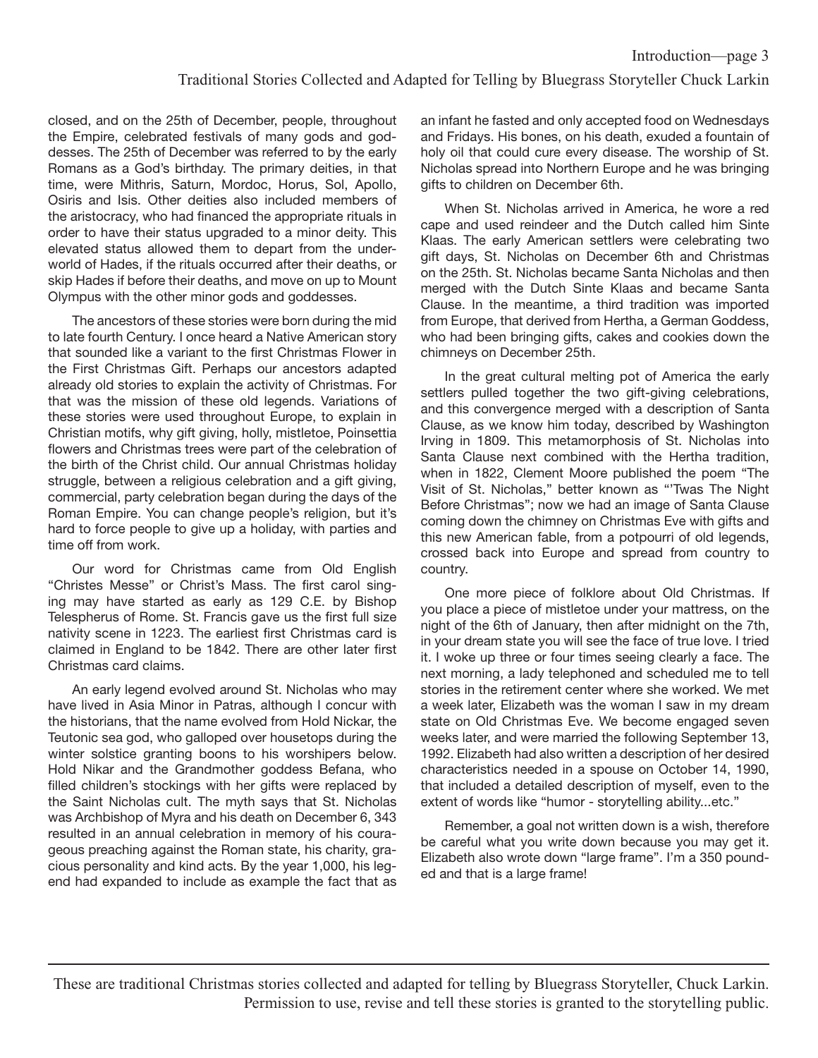closed, and on the 25th of December, people, throughout the Empire, celebrated festivals of many gods and goddesses. The 25th of December was referred to by the early Romans as a God's birthday. The primary deities, in that time, were Mithris, Saturn, Mordoc, Horus, Sol, Apollo, Osiris and Isis. Other deities also included members of the aristocracy, who had financed the appropriate rituals in order to have their status upgraded to a minor deity. This elevated status allowed them to depart from the underworld of Hades, if the rituals occurred after their deaths, or skip Hades if before their deaths, and move on up to Mount Olympus with the other minor gods and goddesses.

The ancestors of these stories were born during the mid to late fourth Century. I once heard a Native American story that sounded like a variant to the first Christmas Flower in the First Christmas Gift. Perhaps our ancestors adapted already old stories to explain the activity of Christmas. For that was the mission of these old legends. Variations of these stories were used throughout Europe, to explain in Christian motifs, why gift giving, holly, mistletoe, Poinsettia flowers and Christmas trees were part of the celebration of the birth of the Christ child. Our annual Christmas holiday struggle, between a religious celebration and a gift giving, commercial, party celebration began during the days of the Roman Empire. You can change people's religion, but it's hard to force people to give up a holiday, with parties and time off from work.

Our word for Christmas came from Old English "Christes Messe" or Christ's Mass. The first carol singing may have started as early as 129 C.E. by Bishop Telespherus of Rome. St. Francis gave us the first full size nativity scene in 1223. The earliest first Christmas card is claimed in England to be 1842. There are other later first Christmas card claims.

An early legend evolved around St. Nicholas who may have lived in Asia Minor in Patras, although I concur with the historians, that the name evolved from Hold Nickar, the Teutonic sea god, who galloped over housetops during the winter solstice granting boons to his worshipers below. Hold Nikar and the Grandmother goddess Befana, who filled children's stockings with her gifts were replaced by the Saint Nicholas cult. The myth says that St. Nicholas was Archbishop of Myra and his death on December 6, 343 resulted in an annual celebration in memory of his courageous preaching against the Roman state, his charity, gracious personality and kind acts. By the year 1,000, his legend had expanded to include as example the fact that as an infant he fasted and only accepted food on Wednesdays and Fridays. His bones, on his death, exuded a fountain of holy oil that could cure every disease. The worship of St. Nicholas spread into Northern Europe and he was bringing gifts to children on December 6th.

When St. Nicholas arrived in America, he wore a red cape and used reindeer and the Dutch called him Sinte Klaas. The early American settlers were celebrating two gift days, St. Nicholas on December 6th and Christmas on the 25th. St. Nicholas became Santa Nicholas and then merged with the Dutch Sinte Klaas and became Santa Clause. In the meantime, a third tradition was imported from Europe, that derived from Hertha, a German Goddess, who had been bringing gifts, cakes and cookies down the chimneys on December 25th.

In the great cultural melting pot of America the early settlers pulled together the two gift-giving celebrations, and this convergence merged with a description of Santa Clause, as we know him today, described by Washington Irving in 1809. This metamorphosis of St. Nicholas into Santa Clause next combined with the Hertha tradition, when in 1822, Clement Moore published the poem "The Visit of St. Nicholas," better known as "'Twas The Night Before Christmas"; now we had an image of Santa Clause coming down the chimney on Christmas Eve with gifts and this new American fable, from a potpourri of old legends, crossed back into Europe and spread from country to country.

One more piece of folklore about Old Christmas. If you place a piece of mistletoe under your mattress, on the night of the 6th of January, then after midnight on the 7th, in your dream state you will see the face of true love. I tried it. I woke up three or four times seeing clearly a face. The next morning, a lady telephoned and scheduled me to tell stories in the retirement center where she worked. We met a week later, Elizabeth was the woman I saw in my dream state on Old Christmas Eve. We become engaged seven weeks later, and were married the following September 13, 1992. Elizabeth had also written a description of her desired characteristics needed in a spouse on October 14, 1990, that included a detailed description of myself, even to the extent of words like "humor - storytelling ability...etc."

Remember, a goal not written down is a wish, therefore be careful what you write down because you may get it. Elizabeth also wrote down "large frame". I'm a 350 pounded and that is a large frame!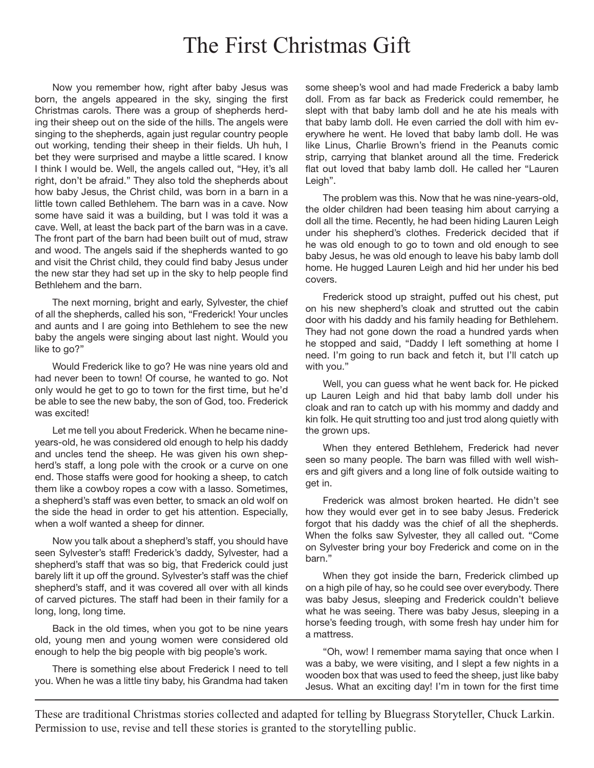# The First Christmas Gift

Now you remember how, right after baby Jesus was born, the angels appeared in the sky, singing the first Christmas carols. There was a group of shepherds herding their sheep out on the side of the hills. The angels were singing to the shepherds, again just regular country people out working, tending their sheep in their fields. Uh huh, I bet they were surprised and maybe a little scared. I know I think I would be. Well, the angels called out, "Hey, it's all right, don't be afraid." They also told the shepherds about how baby Jesus, the Christ child, was born in a barn in a little town called Bethlehem. The barn was in a cave. Now some have said it was a building, but I was told it was a cave. Well, at least the back part of the barn was in a cave. The front part of the barn had been built out of mud, straw and wood. The angels said if the shepherds wanted to go and visit the Christ child, they could find baby Jesus under the new star they had set up in the sky to help people find Bethlehem and the barn.

The next morning, bright and early, Sylvester, the chief of all the shepherds, called his son, "Frederick! Your uncles and aunts and I are going into Bethlehem to see the new baby the angels were singing about last night. Would you like to go?"

Would Frederick like to go? He was nine years old and had never been to town! Of course, he wanted to go. Not only would he get to go to town for the first time, but he'd be able to see the new baby, the son of God, too. Frederick was excited!

Let me tell you about Frederick. When he became nine-years-old, he was considered old enough to help his daddy and uncles tend the sheep. He was given his own shepherd's staff, a long pole with the crook or a curve on one end. Those staffs were good for hooking a sheep, to catch them like a cowboy ropes a cow with a lasso. Sometimes, a shepherd's staff was even better, to smack an old wolf on the side the head in order to get his attention. Especially, when a wolf wanted a sheep for dinner.

Now you talk about a shepherd's staff, you should have seen Sylvester's staff! Frederick's daddy, Sylvester, had a shepherd's staff that was so big, that Frederick could just barely lift it up off the ground. Sylvester's staff was the chief shepherd's staff, and it was covered all over with all kinds of carved pictures. The staff had been in their family for a long, long, long time.

Back in the old times, when you got to be nine years old, young men and young women were considered old enough to help the big people with big people's work.

There is something else about Frederick I need to tell you. When he was a little tiny baby, his Grandma had taken some sheep's wool and had made Frederick a baby lamb doll. From as far back as Frederick could remember, he slept with that baby lamb doll and he ate his meals with that baby lamb doll. He even carried the doll with him everywhere he went. He loved that baby lamb doll. He was like Linus, Charlie Brown's friend in the Peanuts comic strip, carrying that blanket around all the time. Frederick flat out loved that baby lamb doll. He called her "Lauren Leigh".

The problem was this. Now that he was nine-years-old, the older children had been teasing him about carrying a doll all the time. Recently, he had been hiding Lauren Leigh under his shepherd's clothes. Frederick decided that if he was old enough to go to town and old enough to see baby Jesus, he was old enough to leave his baby lamb doll home. He hugged Lauren Leigh and hid her under his bed covers.

Frederick stood up straight, puffed out his chest, put on his new shepherd's cloak and strutted out the cabin door with his daddy and his family heading for Bethlehem. They had not gone down the road a hundred yards when he stopped and said, "Daddy I left something at home I need. I'm going to run back and fetch it, but I'll catch up with you."

Well, you can guess what he went back for. He picked up Lauren Leigh and hid that baby lamb doll under his cloak and ran to catch up with his mommy and daddy and kin folk. He quit strutting too and just trod along quietly with the grown ups.

When they entered Bethlehem, Frederick had never seen so many people. The barn was filled with well wishers and gift givers and a long line of folk outside waiting to get in.

Frederick was almost broken hearted. He didn't see how they would ever get in to see baby Jesus. Frederick forgot that his daddy was the chief of all the shepherds. When the folks saw Sylvester, they all called out. "Come on Sylvester bring your boy Frederick and come on in the barn."

When they got inside the barn, Frederick climbed up on a high pile of hay, so he could see over everybody. There was baby Jesus, sleeping and Frederick couldn't believe what he was seeing. There was baby Jesus, sleeping in a horse's feeding trough, with some fresh hay under him for a mattress.

"Oh, wow! I remember mama saying that once when I was a baby, we were visiting, and I slept a few nights in a wooden box that was used to feed the sheep, just like baby Jesus. What an exciting day! I'm in town for the first time

---

These are traditional Christmas stories collected and adapted for telling by Bluegrass Storyteller, Chuck Larkin. Permission to use, revise and tell these stories is granted to the storytelling public.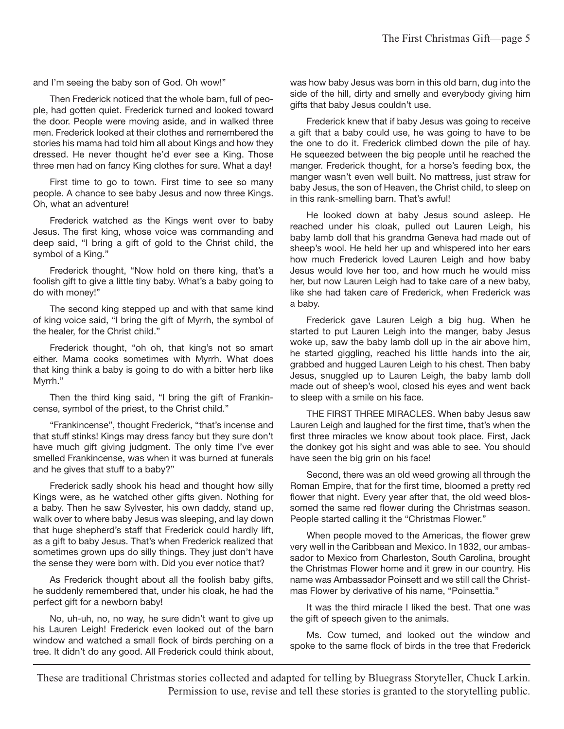and I'm seeing the baby son of God. Oh wow!"

Then Frederick noticed that the whole barn, full of people, had gotten quiet. Frederick turned and looked toward the door. People were moving aside, and in walked three men. Frederick looked at their clothes and remembered the stories his mama had told him all about Kings and how they dressed. He never thought he'd ever see a King. Those three men had on fancy King clothes for sure. What a day!

First time to go to town. First time to see so many people. A chance to see baby Jesus and now three Kings. Oh, what an adventure!

Frederick watched as the Kings went over to baby Jesus. The first king, whose voice was commanding and deep said, "I bring a gift of gold to the Christ child, the symbol of a King."

Frederick thought, "Now hold on there king, that's a foolish gift to give a little tiny baby. What's a baby going to do with money!"

The second king stepped up and with that same kind of king voice said, "I bring the gift of Myrrh, the symbol of the healer, for the Christ child."

Frederick thought, "oh oh, that king's not so smart either. Mama cooks sometimes with Myrrh. What does that king think a baby is going to do with a bitter herb like Myrrh."

Then the third king said, "I bring the gift of Frankincense, symbol of the priest, to the Christ child."

"Frankincense", thought Frederick, "that's incense and that stuff stinks! Kings may dress fancy but they sure don't have much gift giving judgment. The only time I've ever smelled Frankincense, was when it was burned at funerals and he gives that stuff to a baby?"

Frederick sadly shook his head and thought how silly Kings were, as he watched other gifts given. Nothing for a baby. Then he saw Sylvester, his own daddy, stand up, walk over to where baby Jesus was sleeping, and lay down that huge shepherd's staff that Frederick could hardly lift, as a gift to baby Jesus. That's when Frederick realized that sometimes grown ups do silly things. They just don't have the sense they were born with. Did you ever notice that?

As Frederick thought about all the foolish baby gifts, he suddenly remembered that, under his cloak, he had the perfect gift for a newborn baby!

No, uh-uh, no, no way, he sure didn't want to give up his Lauren Leigh! Frederick even looked out of the barn window and watched a small flock of birds perching on a tree. It didn't do any good. All Frederick could think about, was how baby Jesus was born in this old barn, dug into the side of the hill, dirty and smelly and everybody giving him gifts that baby Jesus couldn't use.

Frederick knew that if baby Jesus was going to receive a gift that a baby could use, he was going to have to be the one to do it. Frederick climbed down the pile of hay. He squeezed between the big people until he reached the manger. Frederick thought, for a horse's feeding box, the manger wasn't even well built. No mattress, just straw for baby Jesus, the son of Heaven, the Christ child, to sleep on in this rank-smelling barn. That's awful!

He looked down at baby Jesus sound asleep. He reached under his cloak, pulled out Lauren Leigh, his baby lamb doll that his grandma Geneva had made out of sheep's wool. He held her up and whispered into her ears how much Frederick loved Lauren Leigh and how baby Jesus would love her too, and how much he would miss her, but now Lauren Leigh had to take care of a new baby, like she had taken care of Frederick, when Frederick was a baby.

Frederick gave Lauren Leigh a big hug. When he started to put Lauren Leigh into the manger, baby Jesus woke up, saw the baby lamb doll up in the air above him, he started giggling, reached his little hands into the air, grabbed and hugged Lauren Leigh to his chest. Then baby Jesus, snuggled up to Lauren Leigh, the baby lamb doll made out of sheep's wool, closed his eyes and went back to sleep with a smile on his face.

THE FIRST THREE MIRACLES. When baby Jesus saw Lauren Leigh and laughed for the first time, that's when the first three miracles we know about took place. First, Jack the donkey got his sight and was able to see. You should have seen the big grin on his face!

Second, there was an old weed growing all through the Roman Empire, that for the first time, bloomed a pretty red flower that night. Every year after that, the old weed blossomed the same red flower during the Christmas season. People started calling it the "Christmas Flower."

When people moved to the Americas, the flower grew very well in the Caribbean and Mexico. In 1832, our ambassador to Mexico from Charleston, South Carolina, brought the Christmas Flower home and it grew in our country. His name was Ambassador Poinsett and we still call the Christmas Flower by derivative of his name, "Poinsettia."

It was the third miracle I liked the best. That one was the gift of speech given to the animals.

Ms. Cow turned, and looked out the window and spoke to the same flock of birds in the tree that Frederick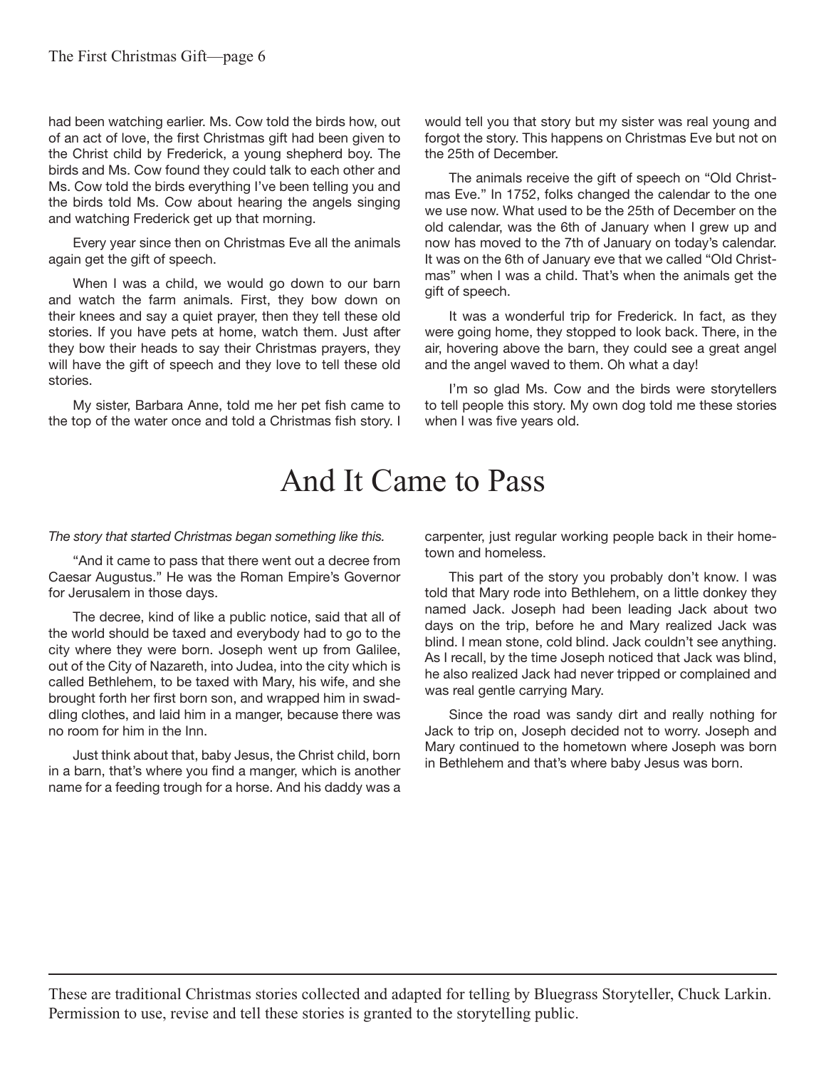had been watching earlier. Ms. Cow told the birds how, out of an act of love, the first Christmas gift had been given to the Christ child by Frederick, a young shepherd boy. The birds and Ms. Cow found they could talk to each other and Ms. Cow told the birds everything I've been telling you and the birds told Ms. Cow about hearing the angels singing and watching Frederick get up that morning.

Every year since then on Christmas Eve all the animals again get the gift of speech.

When I was a child, we would go down to our barn and watch the farm animals. First, they bow down on their knees and say a quiet prayer, then they tell these old stories. If you have pets at home, watch them. Just after they bow their heads to say their Christmas prayers, they will have the gift of speech and they love to tell these old stories.

My sister, Barbara Anne, told me her pet fish came to the top of the water once and told a Christmas fish story. I would tell you that story but my sister was real young and forgot the story. This happens on Christmas Eve but not on the 25th of December.

The animals receive the gift of speech on "Old Christmas Eve." In 1752, folks changed the calendar to the one we use now. What used to be the 25th of December on the old calendar, was the 6th of January when I grew up and now has moved to the 7th of January on today's calendar. It was on the 6th of January eve that we called "Old Christmas" when I was a child. That's when the animals get the gift of speech.

It was a wonderful trip for Frederick. In fact, as they were going home, they stopped to look back. There, in the air, hovering above the barn, they could see a great angel and the angel waved to them. Oh what a day!

I'm so glad Ms. Cow and the birds were storytellers to tell people this story. My own dog told me these stories when I was five years old.

# And It Came to Pass

*The story that started Christmas began something like this.*

"And it came to pass that there went out a decree from Caesar Augustus." He was the Roman Empire's Governor for Jerusalem in those days.

The decree, kind of like a public notice, said that all of the world should be taxed and everybody had to go to the city where they were born. Joseph went up from Galilee, out of the City of Nazareth, into Judea, into the city which is called Bethlehem, to be taxed with Mary, his wife, and she brought forth her first born son, and wrapped him in swaddling clothes, and laid him in a manger, because there was no room for him in the Inn.

Just think about that, baby Jesus, the Christ child, born in a barn, that's where you find a manger, which is another name for a feeding trough for a horse. And his daddy was a carpenter, just regular working people back in their hometown and homeless.

This part of the story you probably don't know. I was told that Mary rode into Bethlehem, on a little donkey they named Jack. Joseph had been leading Jack about two days on the trip, before he and Mary realized Jack was blind. I mean stone, cold blind. Jack couldn't see anything. As I recall, by the time Joseph noticed that Jack was blind, he also realized Jack had never tripped or complained and was real gentle carrying Mary.

Since the road was sandy dirt and really nothing for Jack to trip on, Joseph decided not to worry. Joseph and Mary continued to the hometown where Joseph was born in Bethlehem and that's where baby Jesus was born.

---

These are traditional Christmas stories collected and adapted for telling by Bluegrass Storyteller, Chuck Larkin. Permission to use, revise and tell these stories is granted to the storytelling public.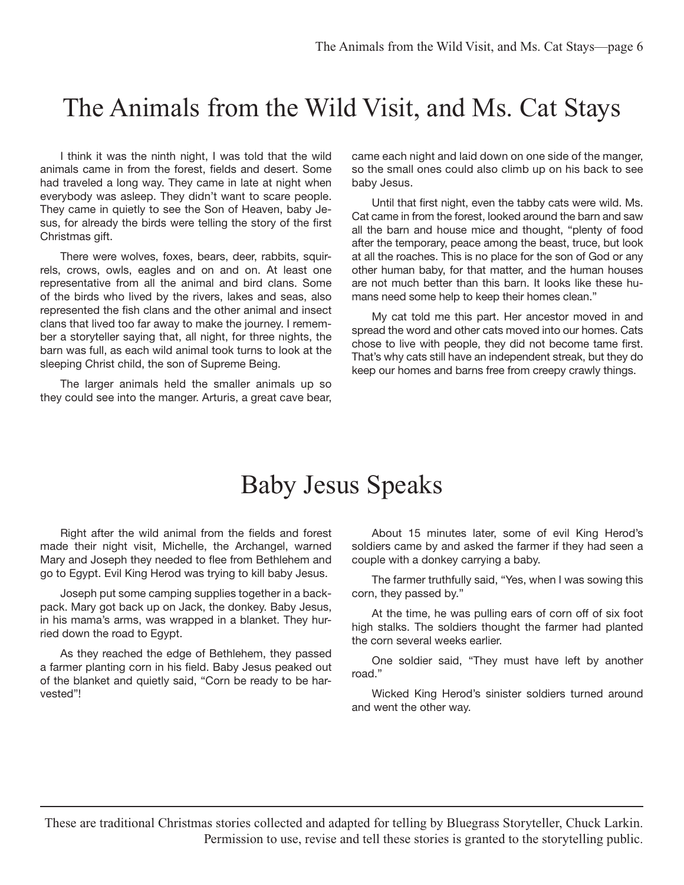# The Animals from the Wild Visit, and Ms. Cat Stays

I think it was the ninth night, I was told that the wild animals came in from the forest, fields and desert. Some had traveled a long way. They came in late at night when everybody was asleep. They didn't want to scare people. They came in quietly to see the Son of Heaven, baby Jesus, for already the birds were telling the story of the first Christmas gift.

There were wolves, foxes, bears, deer, rabbits, squirrels, crows, owls, eagles and on and on. At least one representative from all the animal and bird clans. Some of the birds who lived by the rivers, lakes and seas, also represented the fish clans and the other animal and insect clans that lived too far away to make the journey. I remember a storyteller saying that, all night, for three nights, the barn was full, as each wild animal took turns to look at the sleeping Christ child, the son of Supreme Being.

The larger animals held the smaller animals up so they could see into the manger. Arturis, a great cave bear, came each night and laid down on one side of the manger, so the small ones could also climb up on his back to see baby Jesus.

Until that first night, even the tabby cats were wild. Ms. Cat came in from the forest, looked around the barn and saw all the barn and house mice and thought, "plenty of food after the temporary, peace among the beast, truce, but look at all the roaches. This is no place for the son of God or any other human baby, for that matter, and the human houses are not much better than this barn. It looks like these humans need some help to keep their homes clean."

My cat told me this part. Her ancestor moved in and spread the word and other cats moved into our homes. Cats chose to live with people, they did not become tame first. That's why cats still have an independent streak, but they do keep our homes and barns free from creepy crawly things.

# Baby Jesus Speaks

Right after the wild animal from the fields and forest made their night visit, Michelle, the Archangel, warned Mary and Joseph they needed to flee from Bethlehem and go to Egypt. Evil King Herod was trying to kill baby Jesus.

Joseph put some camping supplies together in a backpack. Mary got back up on Jack, the donkey. Baby Jesus, in his mama's arms, was wrapped in a blanket. They hurried down the road to Egypt.

As they reached the edge of Bethlehem, they passed a farmer planting corn in his field. Baby Jesus peaked out of the blanket and quietly said, "Corn be ready to be harvested"!

About 15 minutes later, some of evil King Herod's soldiers came by and asked the farmer if they had seen a couple with a donkey carrying a baby.

The farmer truthfully said, "Yes, when I was sowing this corn, they passed by."

At the time, he was pulling ears of corn off of six foot high stalks. The soldiers thought the farmer had planted the corn several weeks earlier.

One soldier said, "They must have left by another road."

Wicked King Herod's sinister soldiers turned around and went the other way.

These are traditional Christmas stories collected and adapted for telling by Bluegrass Storyteller, Chuck Larkin. Permission to use, revise and tell these stories is granted to the storytelling public.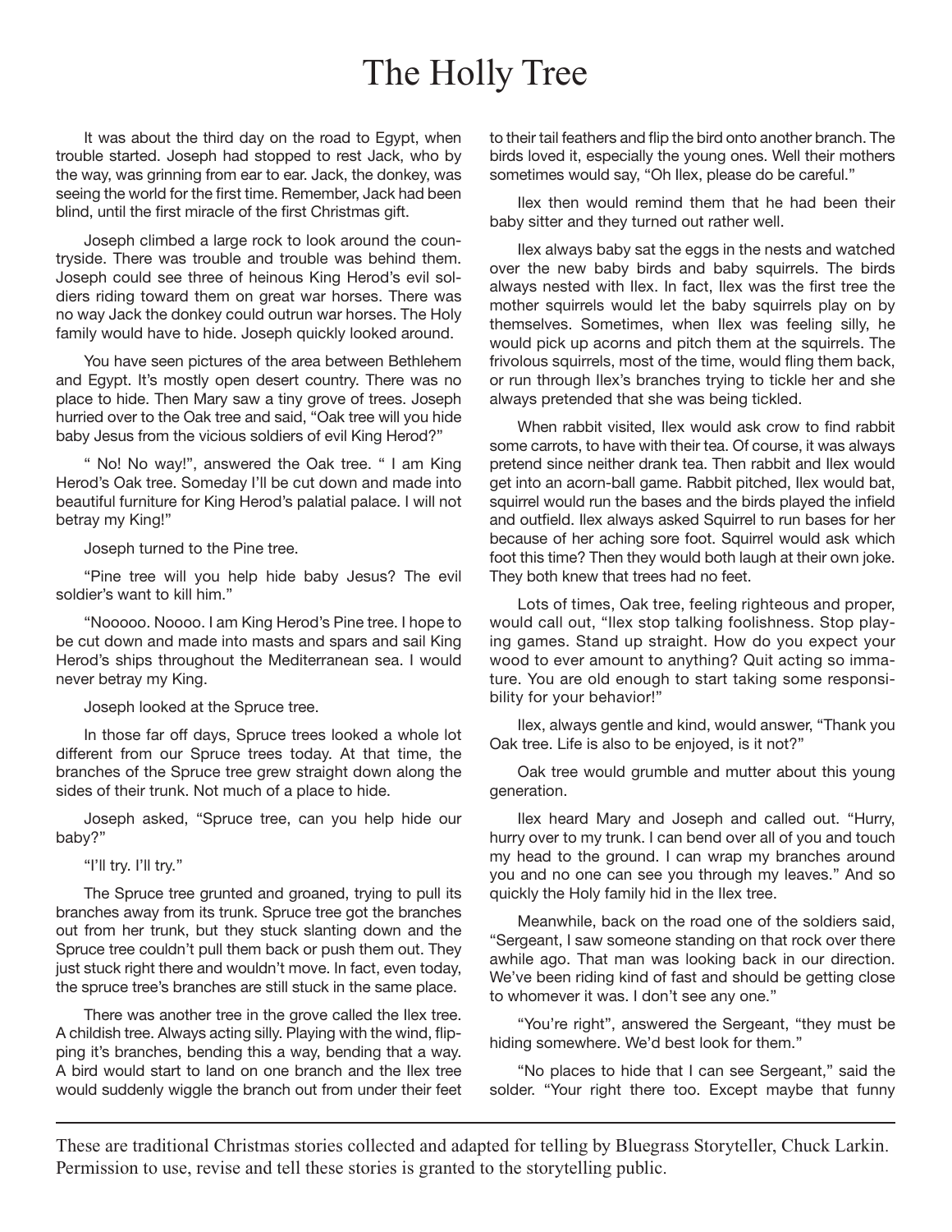# The Holly Tree

It was about the third day on the road to Egypt, when trouble started. Joseph had stopped to rest Jack, who by the way, was grinning from ear to ear. Jack, the donkey, was seeing the world for the first time. Remember, Jack had been blind, until the first miracle of the first Christmas gift.

Joseph climbed a large rock to look around the countryside. There was trouble and trouble was behind them. Joseph could see three of heinous King Herod's evil soldiers riding toward them on great war horses. There was no way Jack the donkey could outrun war horses. The Holy family would have to hide. Joseph quickly looked around.

You have seen pictures of the area between Bethlehem and Egypt. It's mostly open desert country. There was no place to hide. Then Mary saw a tiny grove of trees. Joseph hurried over to the Oak tree and said, "Oak tree will you hide baby Jesus from the vicious soldiers of evil King Herod?"

" No! No way!", answered the Oak tree. " I am King Herod's Oak tree. Someday I'll be cut down and made into beautiful furniture for King Herod's palatial palace. I will not betray my King!"

Joseph turned to the Pine tree.

"Pine tree will you help hide baby Jesus? The evil soldier's want to kill him."

"Nooooo. Noooo. I am King Herod's Pine tree. I hope to be cut down and made into masts and spars and sail King Herod's ships throughout the Mediterranean sea. I would never betray my King.

Joseph looked at the Spruce tree.

In those far off days, Spruce trees looked a whole lot different from our Spruce trees today. At that time, the branches of the Spruce tree grew straight down along the sides of their trunk. Not much of a place to hide.

Joseph asked, "Spruce tree, can you help hide our baby?"

"I'll try. I'll try."

The Spruce tree grunted and groaned, trying to pull its branches away from its trunk. Spruce tree got the branches out from her trunk, but they stuck slanting down and the Spruce tree couldn't pull them back or push them out. They just stuck right there and wouldn't move. In fact, even today, the spruce tree's branches are still stuck in the same place.

There was another tree in the grove called the Ilex tree. A childish tree. Always acting silly. Playing with the wind, flipping it's branches, bending this a way, bending that a way. A bird would start to land on one branch and the Ilex tree would suddenly wiggle the branch out from under their feet to their tail feathers and flip the bird onto another branch. The birds loved it, especially the young ones. Well their mothers sometimes would say, "Oh Ilex, please do be careful."

Ilex then would remind them that he had been their baby sitter and they turned out rather well.

Ilex always baby sat the eggs in the nests and watched over the new baby birds and baby squirrels. The birds always nested with Ilex. In fact, Ilex was the first tree the mother squirrels would let the baby squirrels play on by themselves. Sometimes, when Ilex was feeling silly, he would pick up acorns and pitch them at the squirrels. The frivolous squirrels, most of the time, would fling them back, or run through Ilex's branches trying to tickle her and she always pretended that she was being tickled.

When rabbit visited, Ilex would ask crow to find rabbit some carrots, to have with their tea. Of course, it was always pretend since neither drank tea. Then rabbit and Ilex would get into an acorn-ball game. Rabbit pitched, Ilex would bat, squirrel would run the bases and the birds played the infield and outfield. Ilex always asked Squirrel to run bases for her because of her aching sore foot. Squirrel would ask which foot this time? Then they would both laugh at their own joke. They both knew that trees had no feet.

Lots of times, Oak tree, feeling righteous and proper, would call out, "Ilex stop talking foolishness. Stop playing games. Stand up straight. How do you expect your wood to ever amount to anything? Quit acting so immature. You are old enough to start taking some responsibility for your behavior!"

Ilex, always gentle and kind, would answer, "Thank you Oak tree. Life is also to be enjoyed, is it not?"

Oak tree would grumble and mutter about this young generation.

Ilex heard Mary and Joseph and called out. "Hurry, hurry over to my trunk. I can bend over all of you and touch my head to the ground. I can wrap my branches around you and no one can see you through my leaves." And so quickly the Holy family hid in the Ilex tree.

Meanwhile, back on the road one of the soldiers said, "Sergeant, I saw someone standing on that rock over there awhile ago. That man was looking back in our direction. We've been riding kind of fast and should be getting close to whomever it was. I don't see any one."

"You're right", answered the Sergeant, "they must be hiding somewhere. We'd best look for them."

"No places to hide that I can see Sergeant," said the solder. "Your right there too. Except maybe that funny

These are traditional Christmas stories collected and adapted for telling by Bluegrass Storyteller, Chuck Larkin. Permission to use, revise and tell these stories is granted to the storytelling public.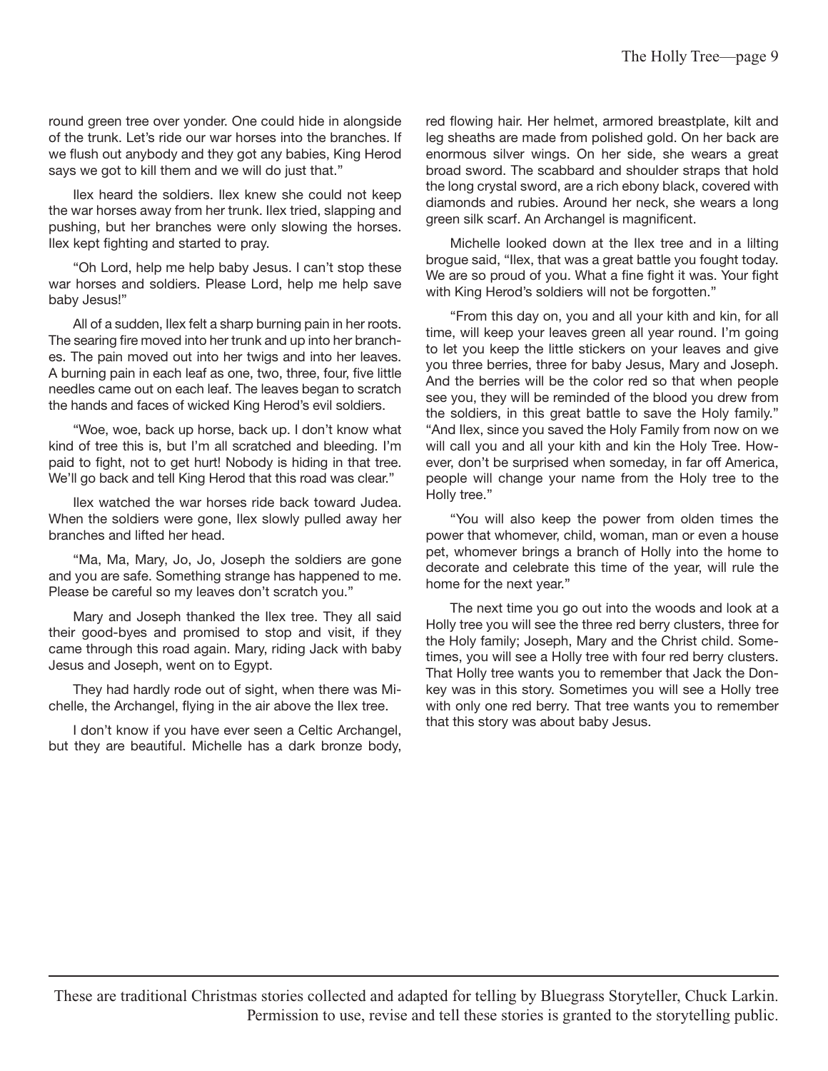round green tree over yonder. One could hide in alongside of the trunk. Let's ride our war horses into the branches. If we flush out anybody and they got any babies, King Herod says we got to kill them and we will do just that."

Ilex heard the soldiers. Ilex knew she could not keep the war horses away from her trunk. Ilex tried, slapping and pushing, but her branches were only slowing the horses. Ilex kept fighting and started to pray.

"Oh Lord, help me help baby Jesus. I can't stop these war horses and soldiers. Please Lord, help me help save baby Jesus!"

All of a sudden, Ilex felt a sharp burning pain in her roots. The searing fire moved into her trunk and up into her branches. The pain moved out into her twigs and into her leaves. A burning pain in each leaf as one, two, three, four, five little needles came out on each leaf. The leaves began to scratch the hands and faces of wicked King Herod's evil soldiers.

"Woe, woe, back up horse, back up. I don't know what kind of tree this is, but I'm all scratched and bleeding. I'm paid to fight, not to get hurt! Nobody is hiding in that tree. We'll go back and tell King Herod that this road was clear."

Ilex watched the war horses ride back toward Judea. When the soldiers were gone, Ilex slowly pulled away her branches and lifted her head.

"Ma, Ma, Mary, Jo, Jo, Joseph the soldiers are gone and you are safe. Something strange has happened to me. Please be careful so my leaves don't scratch you."

Mary and Joseph thanked the Ilex tree. They all said their good-byes and promised to stop and visit, if they came through this road again. Mary, riding Jack with baby Jesus and Joseph, went on to Egypt.

They had hardly rode out of sight, when there was Michelle, the Archangel, flying in the air above the Ilex tree.

I don't know if you have ever seen a Celtic Archangel, but they are beautiful. Michelle has a dark bronze body, red flowing hair. Her helmet, armored breastplate, kilt and leg sheaths are made from polished gold. On her back are enormous silver wings. On her side, she wears a great broad sword. The scabbard and shoulder straps that hold the long crystal sword, are a rich ebony black, covered with diamonds and rubies. Around her neck, she wears a long green silk scarf. An Archangel is magnificent.

Michelle looked down at the Ilex tree and in a lilting brogue said, "Ilex, that was a great battle you fought today. We are so proud of you. What a fine fight it was. Your fight with King Herod's soldiers will not be forgotten."

"From this day on, you and all your kith and kin, for all time, will keep your leaves green all year round. I'm going to let you keep the little stickers on your leaves and give you three berries, three for baby Jesus, Mary and Joseph. And the berries will be the color red so that when people see you, they will be reminded of the blood you drew from the soldiers, in this great battle to save the Holy family." "And Ilex, since you saved the Holy Family from now on we will call you and all your kith and kin the Holy Tree. However, don't be surprised when someday, in far off America, people will change your name from the Holy tree to the Holly tree."

"You will also keep the power from olden times the power that whomever, child, woman, man or even a house pet, whomever brings a branch of Holly into the home to decorate and celebrate this time of the year, will rule the home for the next year."

The next time you go out into the woods and look at a Holly tree you will see the three red berry clusters, three for the Holy family; Joseph, Mary and the Christ child. Sometimes, you will see a Holly tree with four red berry clusters. That Holly tree wants you to remember that Jack the Donkey was in this story. Sometimes you will see a Holly tree with only one red berry. That tree wants you to remember that this story was about baby Jesus.

---

These are traditional Christmas stories collected and adapted for telling by Bluegrass Storyteller, Chuck Larkin. Permission to use, revise and tell these stories is granted to the storytelling public.